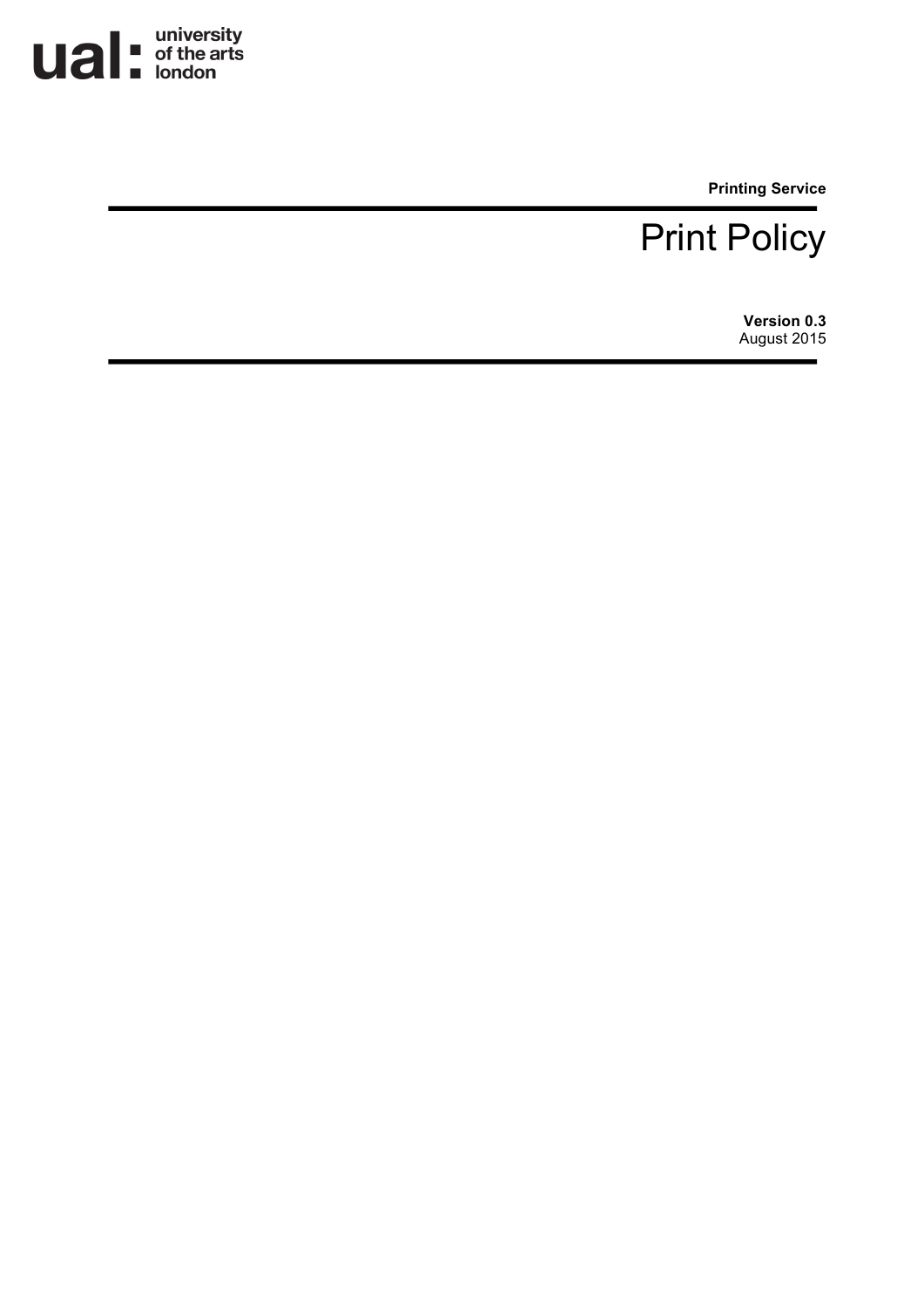ual: university of the arts london

**Printing Service**

# Print Policy

**Version 0.3**
August 2015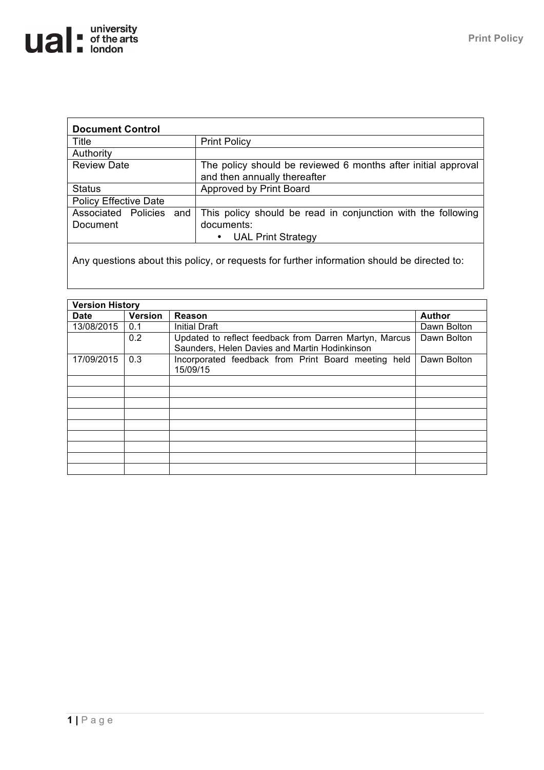| Document Control | |
|---|---|
| Title | Print Policy |
| Authority | |
| Review Date | The policy should be reviewed 6 months after initial approval and then annually thereafter |
| Status | Approved by Print Board |
| Policy Effective Date | |
| Associated Policies and Document | This policy should be read in conjunction with the following documents:<br>• UAL Print Strategy |

Any questions about this policy, or requests for further information should be directed to:

| Version History | | | |
|---|---|---|---|
| **Date** | **Version** | **Reason** | **Author** |
| 13/08/2015 | 0.1 | Initial Draft | Dawn Bolton |
| | 0.2 | Updated to reflect feedback from Darren Martyn, Marcus Saunders, Helen Davies and Martin Hodinkinson | Dawn Bolton |
| 17/09/2015 | 0.3 | Incorporated feedback from Print Board meeting held 15/09/15 | Dawn Bolton |
| | | | |
| | | | |
| | | | |
| | | | |
| | | | |
| | | | |
| | | | |
| | | | |
| | | | |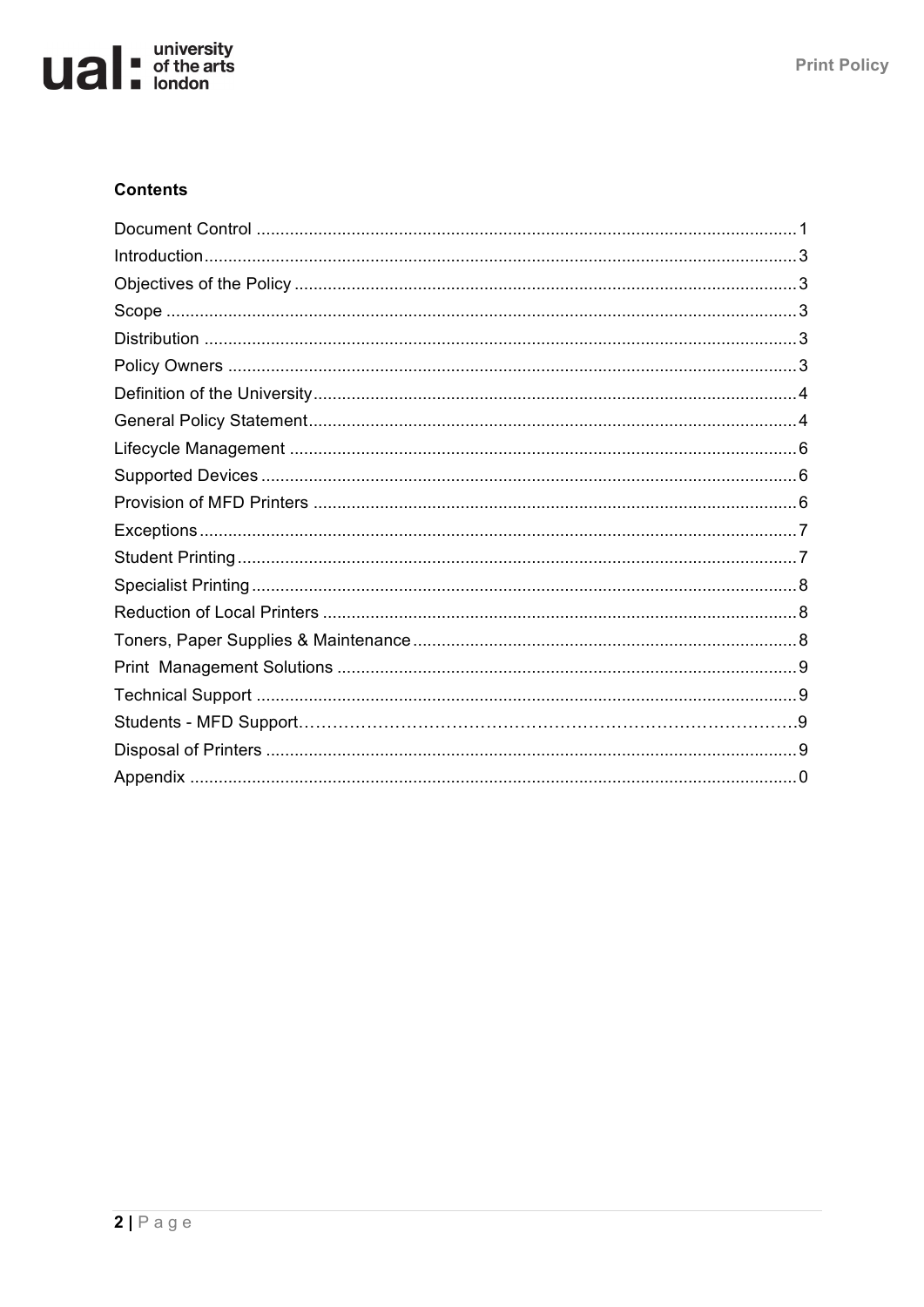**Contents**

Document Control ........................................................................................................1
Introduction...................................................................................................................3
Objectives of the Policy ................................................................................................3
Scope ...........................................................................................................................3
Distribution ...................................................................................................................3
Policy Owners ..............................................................................................................3
Definition of the University............................................................................................4
General Policy Statement.............................................................................................4
Lifecycle Management .................................................................................................6
Supported Devices .......................................................................................................6
Provision of MFD Printers ............................................................................................6
Exceptions....................................................................................................................7
Student Printing............................................................................................................7
Specialist Printing .........................................................................................................8
Reduction of Local Printers ..........................................................................................8
Toners, Paper Supplies & Maintenance .......................................................................8
Print Management Solutions .......................................................................................9
Technical Support ........................................................................................................9
Students - MFD Support……………………………………………………………………….9
Disposal of Printers ......................................................................................................9
Appendix ......................................................................................................................0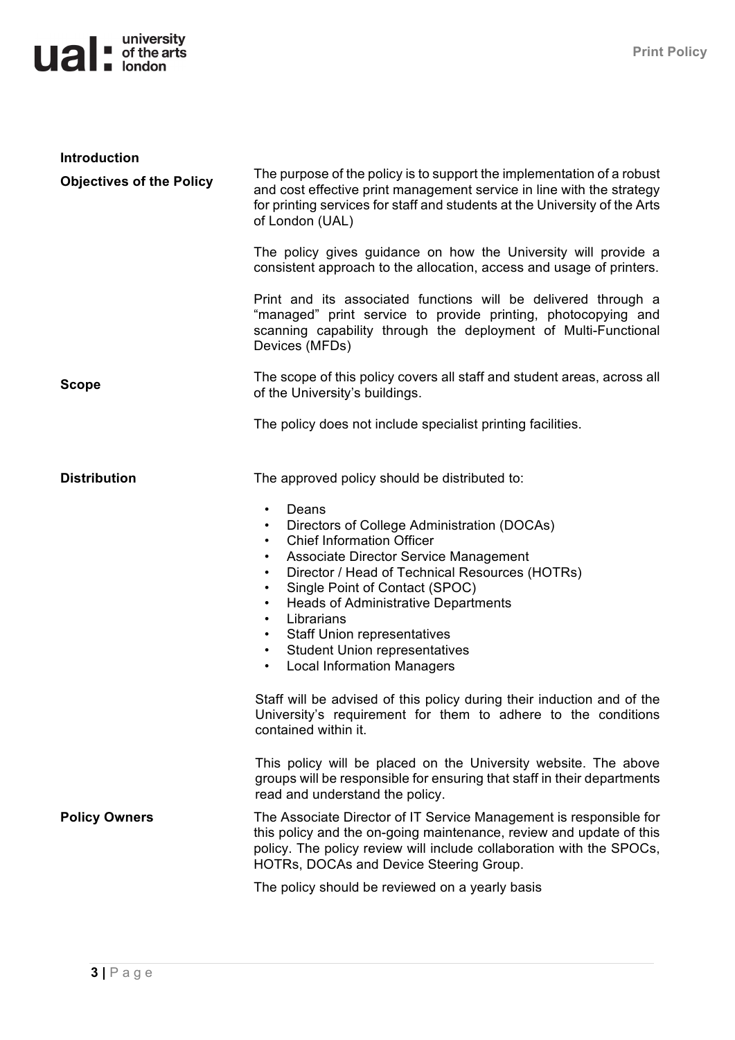## Introduction

### Objectives of the Policy

The purpose of the policy is to support the implementation of a robust and cost effective print management service in line with the strategy for printing services for staff and students at the University of the Arts of London (UAL)

The policy gives guidance on how the University will provide a consistent approach to the allocation, access and usage of printers.

Print and its associated functions will be delivered through a "managed" print service to provide printing, photocopying and scanning capability through the deployment of Multi-Functional Devices (MFDs)

### Scope

The scope of this policy covers all staff and student areas, across all of the University's buildings.

The policy does not include specialist printing facilities.

### Distribution

The approved policy should be distributed to:

- Deans
- Directors of College Administration (DOCAs)
- Chief Information Officer
- Associate Director Service Management
- Director / Head of Technical Resources (HOTRs)
- Single Point of Contact (SPOC)
- Heads of Administrative Departments
- Librarians
- Staff Union representatives
- Student Union representatives
- Local Information Managers

Staff will be advised of this policy during their induction and of the University's requirement for them to adhere to the conditions contained within it.

This policy will be placed on the University website. The above groups will be responsible for ensuring that staff in their departments read and understand the policy.

### Policy Owners

The Associate Director of IT Service Management is responsible for this policy and the on-going maintenance, review and update of this policy. The policy review will include collaboration with the SPOCs, HOTRs, DOCAs and Device Steering Group.

The policy should be reviewed on a yearly basis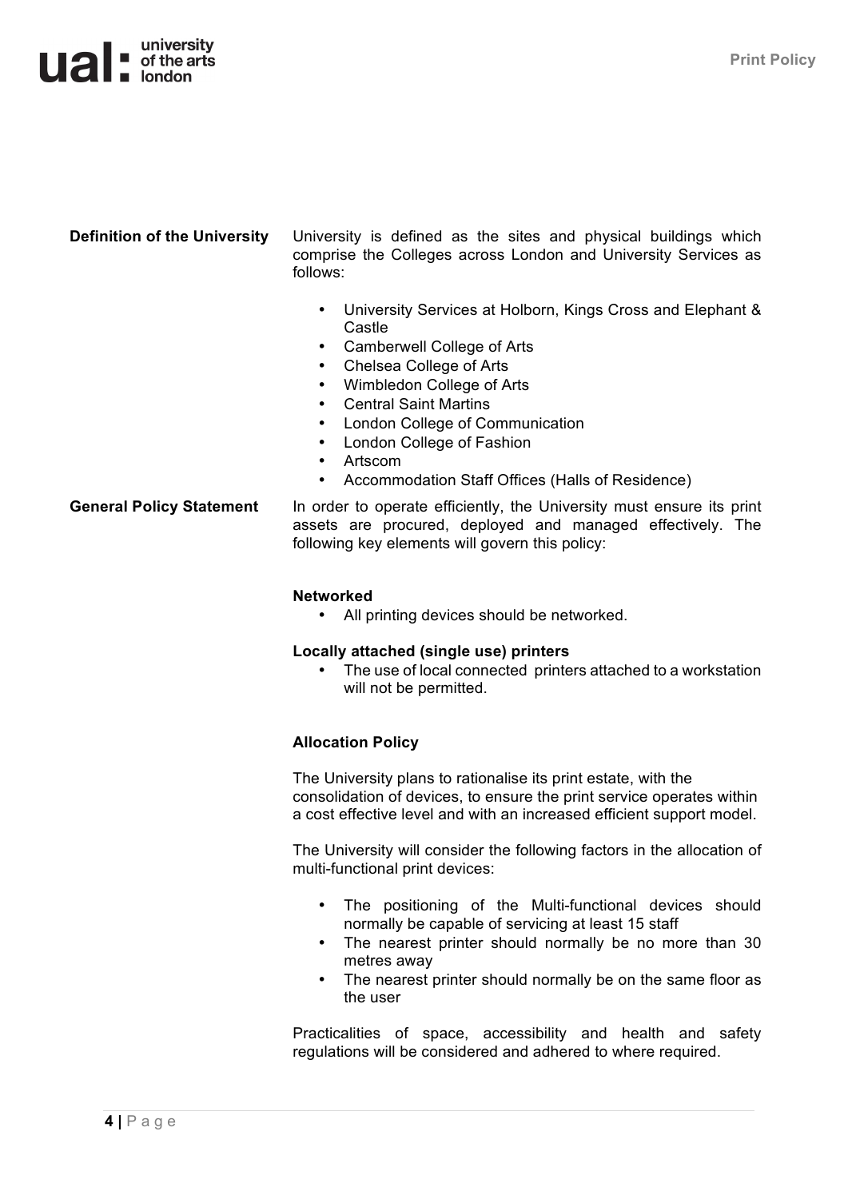**Definition of the University**

University is defined as the sites and physical buildings which comprise the Colleges across London and University Services as follows:

- University Services at Holborn, Kings Cross and Elephant & Castle
- Camberwell College of Arts
- Chelsea College of Arts
- Wimbledon College of Arts
- Central Saint Martins
- London College of Communication
- London College of Fashion
- Artscom
- Accommodation Staff Offices (Halls of Residence)

**General Policy Statement**

In order to operate efficiently, the University must ensure its print assets are procured, deployed and managed effectively. The following key elements will govern this policy:

**Networked**

- All printing devices should be networked.

**Locally attached (single use) printers**

- The use of local connected printers attached to a workstation will not be permitted.

**Allocation Policy**

The University plans to rationalise its print estate, with the consolidation of devices, to ensure the print service operates within a cost effective level and with an increased efficient support model.

The University will consider the following factors in the allocation of multi-functional print devices:

- The positioning of the Multi-functional devices should normally be capable of servicing at least 15 staff
- The nearest printer should normally be no more than 30 metres away
- The nearest printer should normally be on the same floor as the user

Practicalities of space, accessibility and health and safety regulations will be considered and adhered to where required.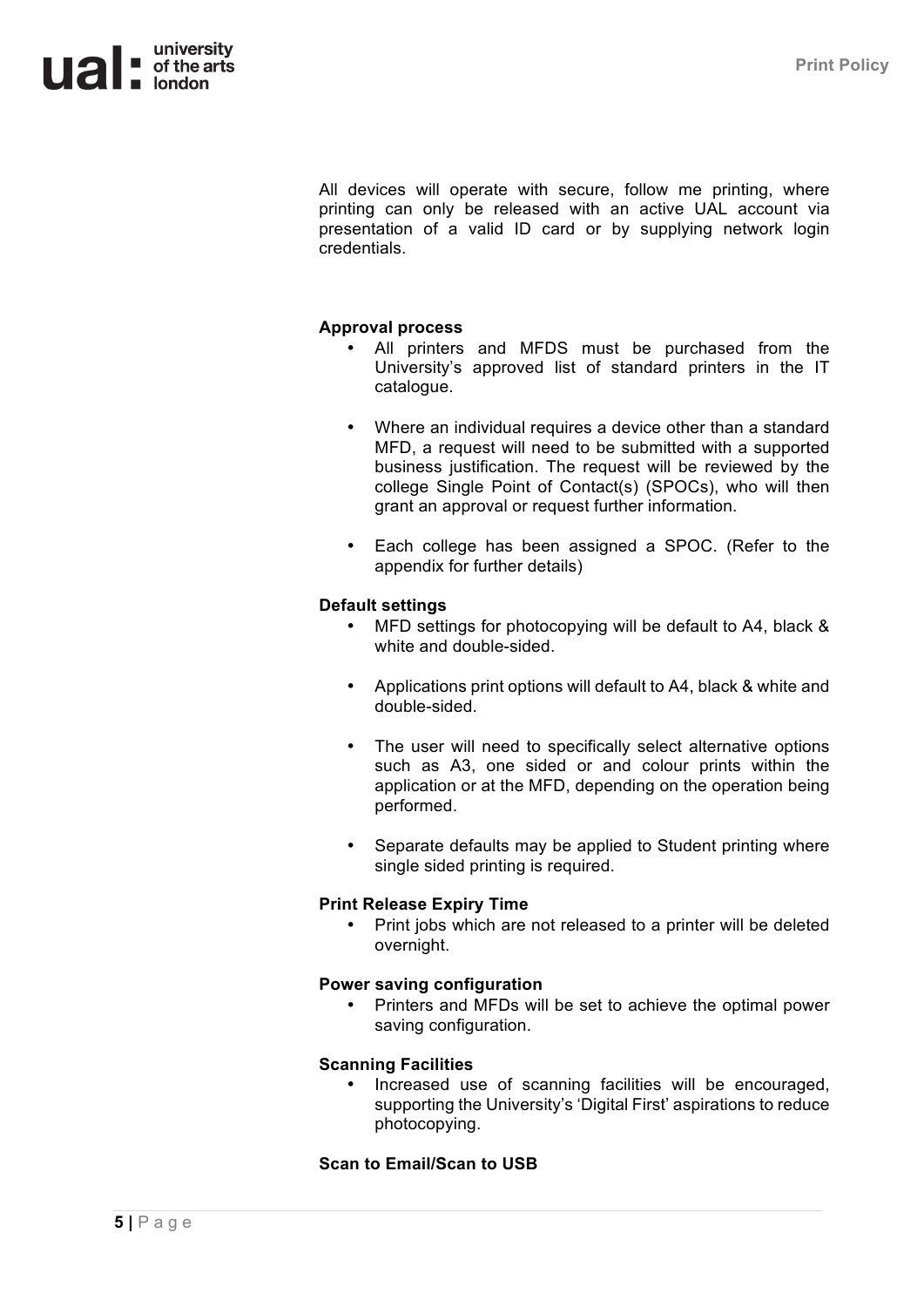All devices will operate with secure, follow me printing, where printing can only be released with an active UAL account via presentation of a valid ID card or by supplying network login credentials.

**Approval process**

- All printers and MFDS must be purchased from the University's approved list of standard printers in the IT catalogue.
- Where an individual requires a device other than a standard MFD, a request will need to be submitted with a supported business justification. The request will be reviewed by the college Single Point of Contact(s) (SPOCs), who will then grant an approval or request further information.
- Each college has been assigned a SPOC. (Refer to the appendix for further details)

**Default settings**

- MFD settings for photocopying will be default to A4, black & white and double-sided.
- Applications print options will default to A4, black & white and double-sided.
- The user will need to specifically select alternative options such as A3, one sided or and colour prints within the application or at the MFD, depending on the operation being performed.
- Separate defaults may be applied to Student printing where single sided printing is required.

**Print Release Expiry Time**

- Print jobs which are not released to a printer will be deleted overnight.

**Power saving configuration**

- Printers and MFDs will be set to achieve the optimal power saving configuration.

**Scanning Facilities**

- Increased use of scanning facilities will be encouraged, supporting the University's 'Digital First' aspirations to reduce photocopying.

**Scan to Email/Scan to USB**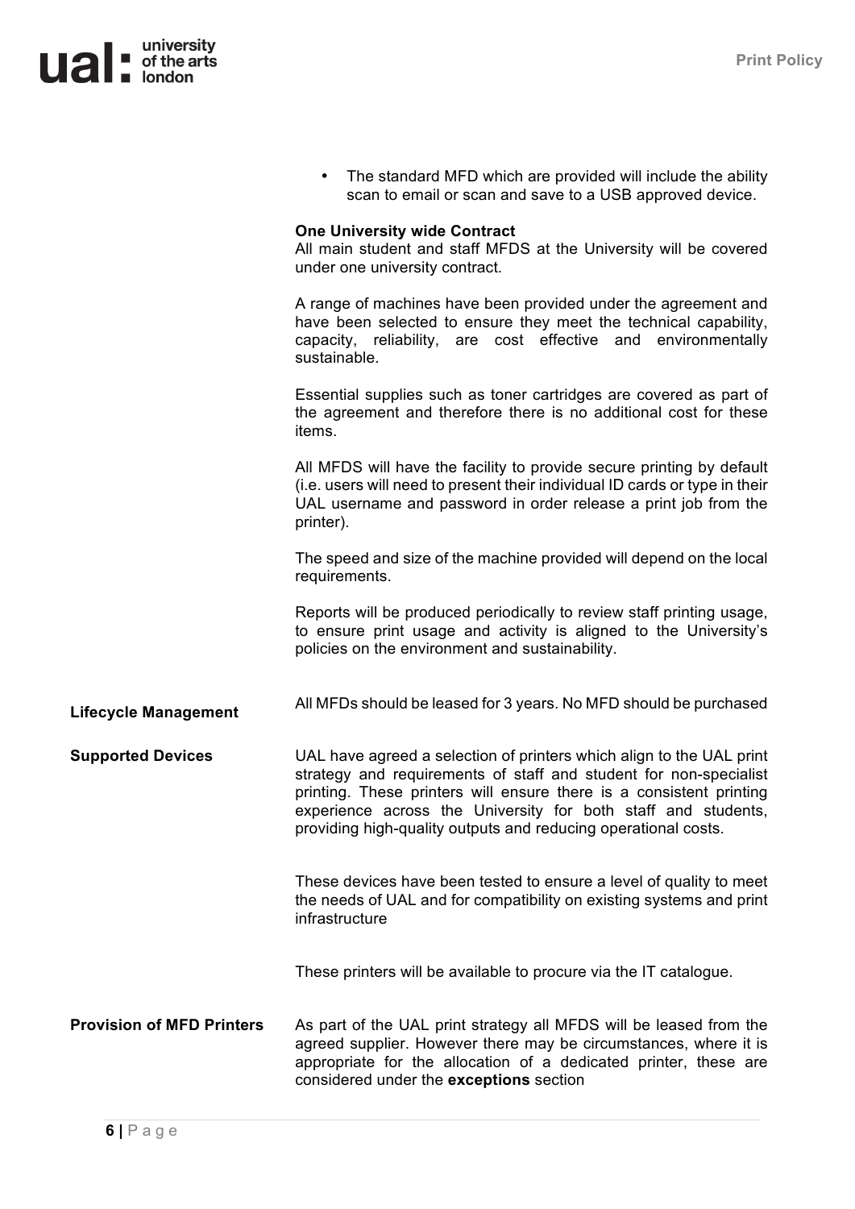- The standard MFD which are provided will include the ability scan to email or scan and save to a USB approved device.

**One University wide Contract**

All main student and staff MFDS at the University will be covered under one university contract.

A range of machines have been provided under the agreement and have been selected to ensure they meet the technical capability, capacity, reliability, are cost effective and environmentally sustainable.

Essential supplies such as toner cartridges are covered as part of the agreement and therefore there is no additional cost for these items.

All MFDS will have the facility to provide secure printing by default (i.e. users will need to present their individual ID cards or type in their UAL username and password in order release a print job from the printer).

The speed and size of the machine provided will depend on the local requirements.

Reports will be produced periodically to review staff printing usage, to ensure print usage and activity is aligned to the University's policies on the environment and sustainability.

**Lifecycle Management**

All MFDs should be leased for 3 years. No MFD should be purchased

**Supported Devices**

UAL have agreed a selection of printers which align to the UAL print strategy and requirements of staff and student for non-specialist printing. These printers will ensure there is a consistent printing experience across the University for both staff and students, providing high-quality outputs and reducing operational costs.

These devices have been tested to ensure a level of quality to meet the needs of UAL and for compatibility on existing systems and print infrastructure

These printers will be available to procure via the IT catalogue.

**Provision of MFD Printers**

As part of the UAL print strategy all MFDS will be leased from the agreed supplier. However there may be circumstances, where it is appropriate for the allocation of a dedicated printer, these are considered under the **exceptions** section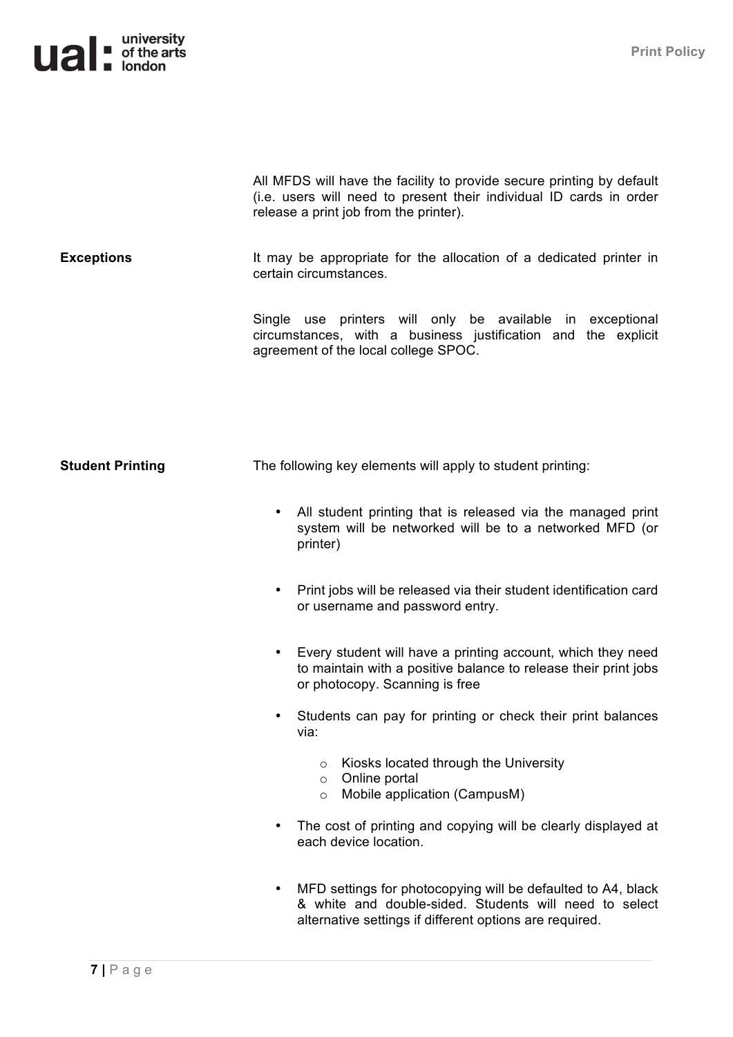All MFDS will have the facility to provide secure printing by default (i.e. users will need to present their individual ID cards in order release a print job from the printer).

**Exceptions**

It may be appropriate for the allocation of a dedicated printer in certain circumstances.

Single use printers will only be available in exceptional circumstances, with a business justification and the explicit agreement of the local college SPOC.

**Student Printing**

The following key elements will apply to student printing:

- All student printing that is released via the managed print system will be networked will be to a networked MFD (or printer)
- Print jobs will be released via their student identification card or username and password entry.
- Every student will have a printing account, which they need to maintain with a positive balance to release their print jobs or photocopy. Scanning is free
- Students can pay for printing or check their print balances via:
    - Kiosks located through the University
    - Online portal
    - Mobile application (CampusM)
- The cost of printing and copying will be clearly displayed at each device location.
- MFD settings for photocopying will be defaulted to A4, black & white and double-sided. Students will need to select alternative settings if different options are required.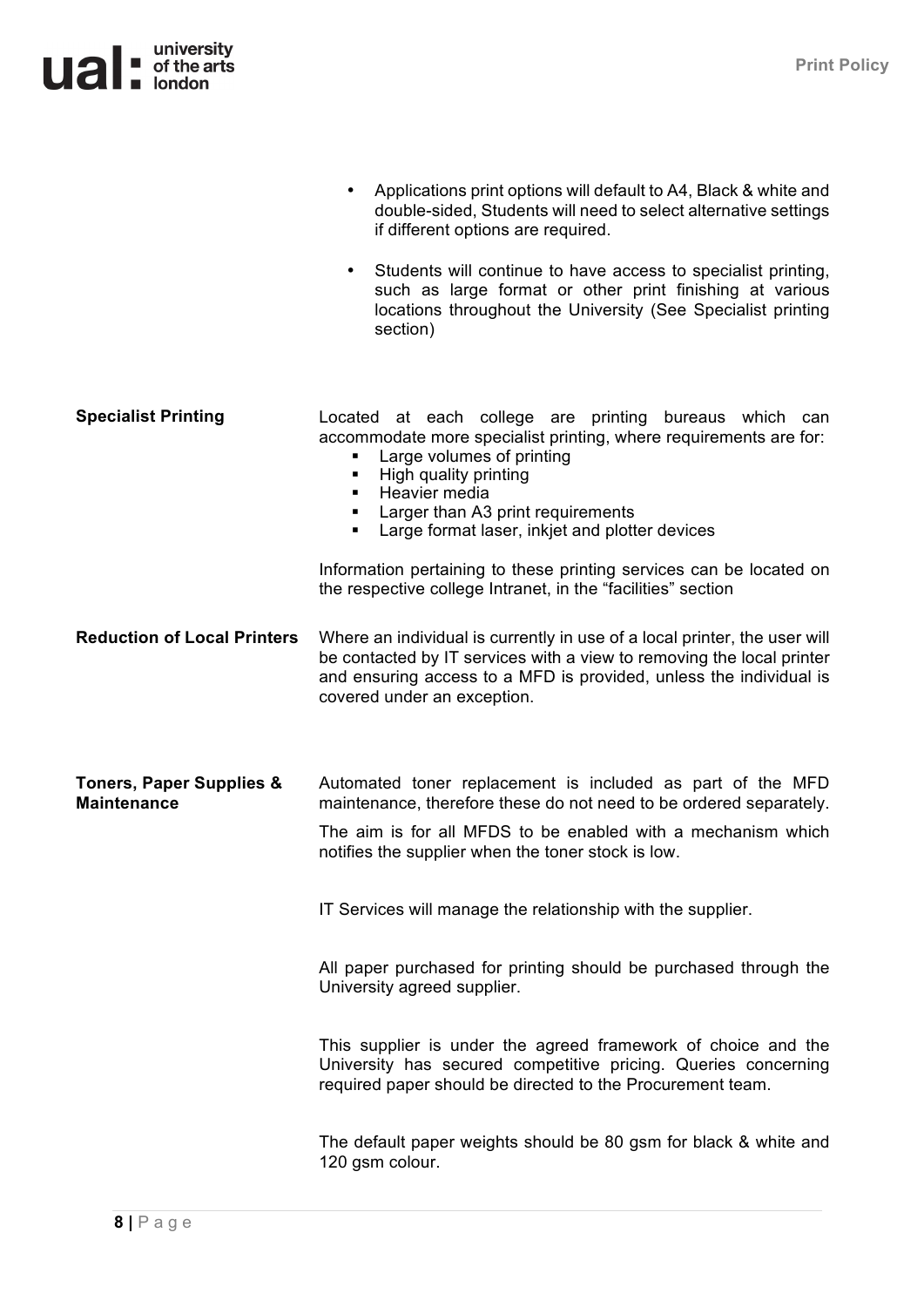- Applications print options will default to A4, Black & white and double-sided, Students will need to select alternative settings if different options are required.

- Students will continue to have access to specialist printing, such as large format or other print finishing at various locations throughout the University (See Specialist printing section)

**Specialist Printing**

Located at each college are printing bureaus which can accommodate more specialist printing, where requirements are for:

- Large volumes of printing
- High quality printing
- Heavier media
- Larger than A3 print requirements
- Large format laser, inkjet and plotter devices

Information pertaining to these printing services can be located on the respective college Intranet, in the "facilities" section

**Reduction of Local Printers**

Where an individual is currently in use of a local printer, the user will be contacted by IT services with a view to removing the local printer and ensuring access to a MFD is provided, unless the individual is covered under an exception.

**Toners, Paper Supplies & Maintenance**

Automated toner replacement is included as part of the MFD maintenance, therefore these do not need to be ordered separately.

The aim is for all MFDS to be enabled with a mechanism which notifies the supplier when the toner stock is low.

IT Services will manage the relationship with the supplier.

All paper purchased for printing should be purchased through the University agreed supplier.

This supplier is under the agreed framework of choice and the University has secured competitive pricing. Queries concerning required paper should be directed to the Procurement team.

The default paper weights should be 80 gsm for black & white and 120 gsm colour.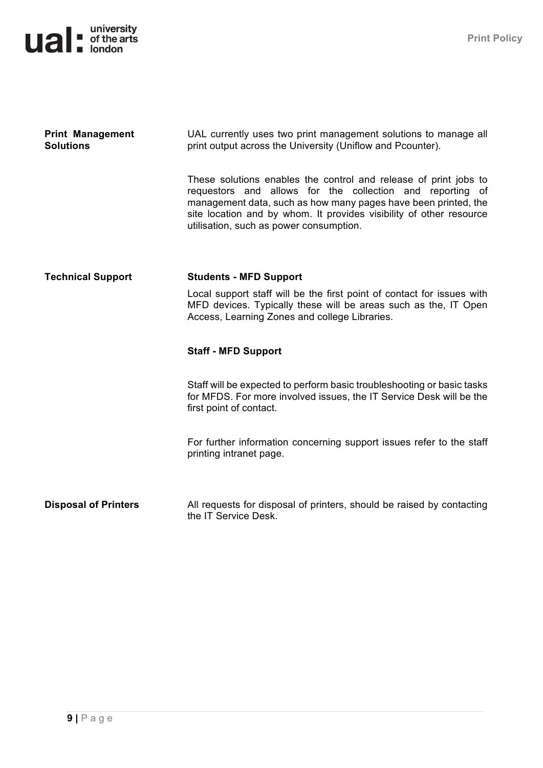**Print Management Solutions**

UAL currently uses two print management solutions to manage all print output across the University (Uniflow and Pcounter).

These solutions enables the control and release of print jobs to requestors and allows for the collection and reporting of management data, such as how many pages have been printed, the site location and by whom. It provides visibility of other resource utilisation, such as power consumption.

**Technical Support**

**Students - MFD Support**

Local support staff will be the first point of contact for issues with MFD devices. Typically these will be areas such as the, IT Open Access, Learning Zones and college Libraries.

**Staff - MFD Support**

Staff will be expected to perform basic troubleshooting or basic tasks for MFDS. For more involved issues, the IT Service Desk will be the first point of contact.

For further information concerning support issues refer to the staff printing intranet page.

**Disposal of Printers**

All requests for disposal of printers, should be raised by contacting the IT Service Desk.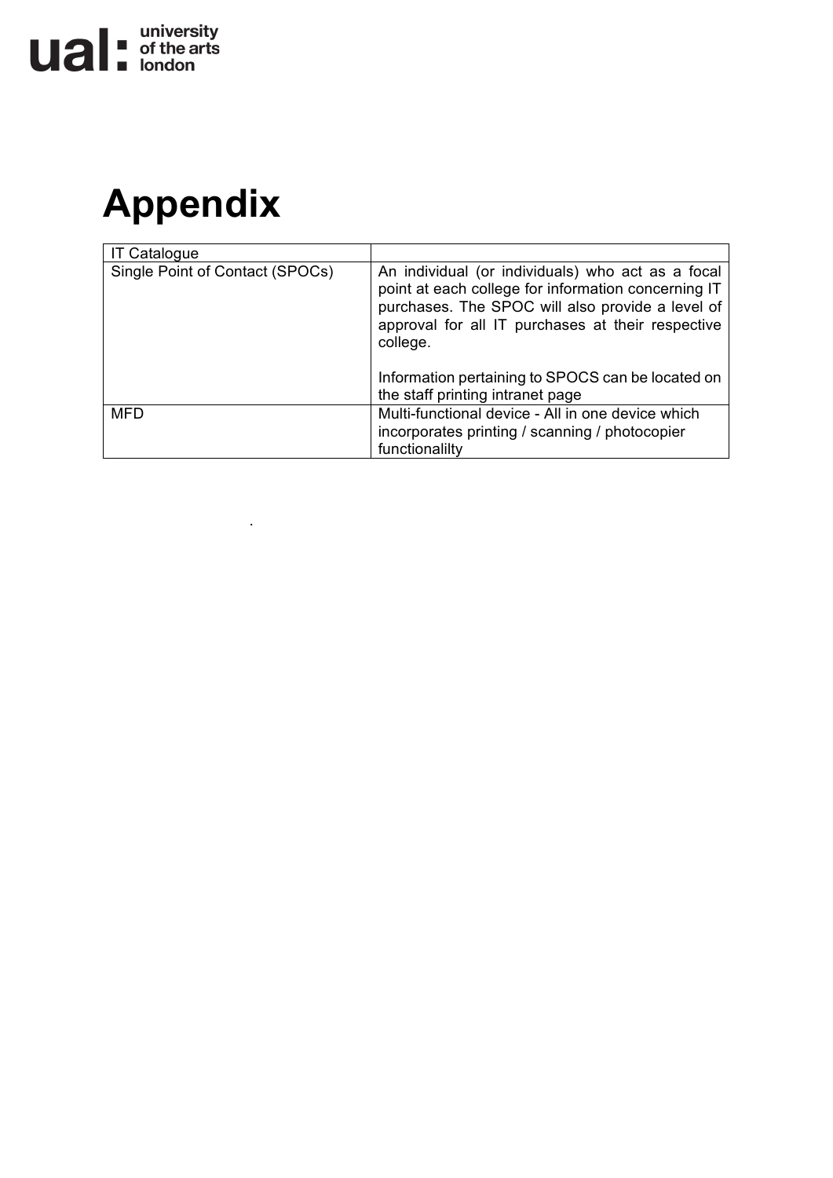# Appendix

| | |
|---|---|
| IT Catalogue | |
| Single Point of Contact (SPOCs) | An individual (or individuals) who act as a focal point at each college for information concerning IT purchases. The SPOC will also provide a level of approval for all IT purchases at their respective college.<br><br>Information pertaining to SPOCS can be located on the staff printing intranet page |
| MFD | Multi-functional device - All in one device which incorporates printing / scanning / photocopier functionalilty |

.